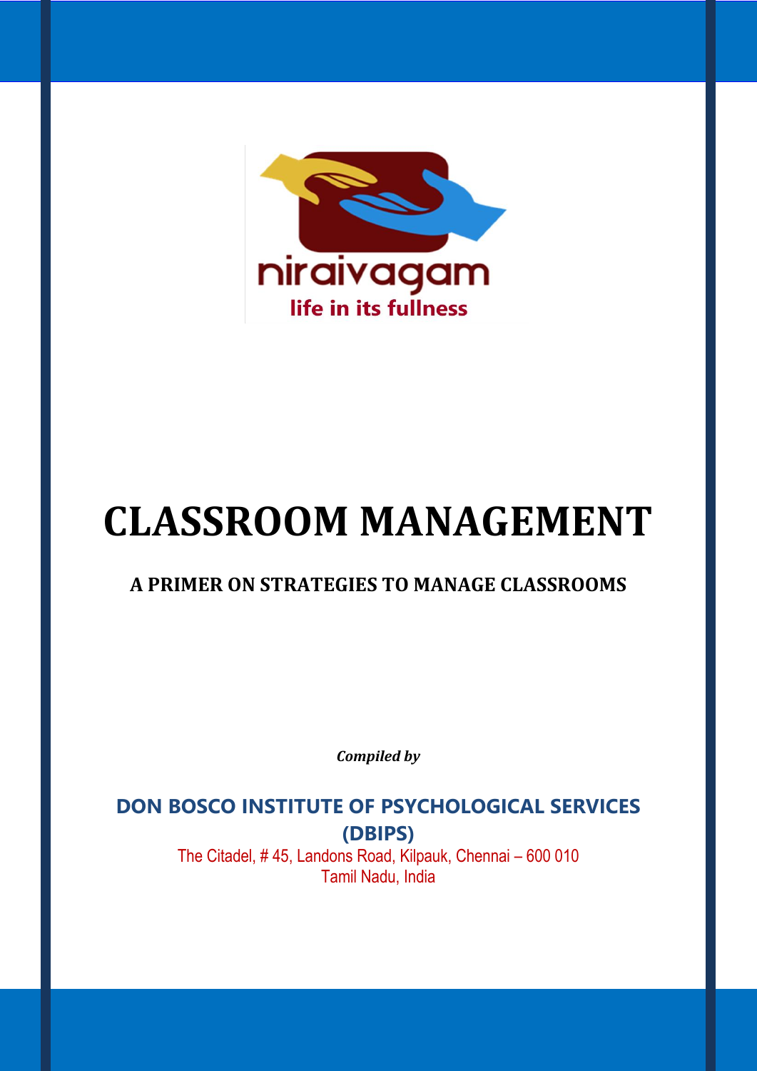niraivagam

life in its fullness

# CLASSROOM MANAGEMENT

## A PRIMER ON STRATEGIES TO MANAGE CLASSROOMS

***Compiled by***

**DON BOSCO INSTITUTE OF PSYCHOLOGICAL SERVICES (DBIPS)**

The Citadel, # 45, Landons Road, Kilpauk, Chennai – 600 010
Tamil Nadu, India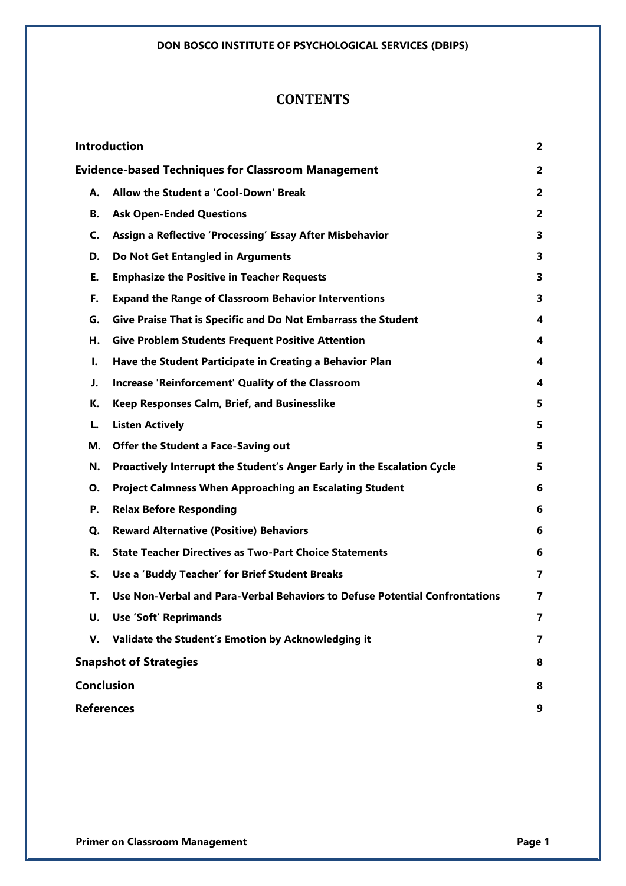# CONTENTS

| | | |
|---|---|---|
| **Introduction** | | **2** |
| **Evidence-based Techniques for Classroom Management** | | **2** |
| **A.** | **Allow the Student a 'Cool-Down' Break** | **2** |
| **B.** | **Ask Open-Ended Questions** | **2** |
| **C.** | **Assign a Reflective 'Processing' Essay After Misbehavior** | **3** |
| **D.** | **Do Not Get Entangled in Arguments** | **3** |
| **E.** | **Emphasize the Positive in Teacher Requests** | **3** |
| **F.** | **Expand the Range of Classroom Behavior Interventions** | **3** |
| **G.** | **Give Praise That is Specific and Do Not Embarrass the Student** | **4** |
| **H.** | **Give Problem Students Frequent Positive Attention** | **4** |
| **I.** | **Have the Student Participate in Creating a Behavior Plan** | **4** |
| **J.** | **Increase 'Reinforcement' Quality of the Classroom** | **4** |
| **K.** | **Keep Responses Calm, Brief, and Businesslike** | **5** |
| **L.** | **Listen Actively** | **5** |
| **M.** | **Offer the Student a Face-Saving out** | **5** |
| **N.** | **Proactively Interrupt the Student's Anger Early in the Escalation Cycle** | **5** |
| **O.** | **Project Calmness When Approaching an Escalating Student** | **6** |
| **P.** | **Relax Before Responding** | **6** |
| **Q.** | **Reward Alternative (Positive) Behaviors** | **6** |
| **R.** | **State Teacher Directives as Two-Part Choice Statements** | **6** |
| **S.** | **Use a 'Buddy Teacher' for Brief Student Breaks** | **7** |
| **T.** | **Use Non-Verbal and Para-Verbal Behaviors to Defuse Potential Confrontations** | **7** |
| **U.** | **Use 'Soft' Reprimands** | **7** |
| **V.** | **Validate the Student's Emotion by Acknowledging it** | **7** |
| **Snapshot of Strategies** | | **8** |
| **Conclusion** | | **8** |
| **References** | | **9** |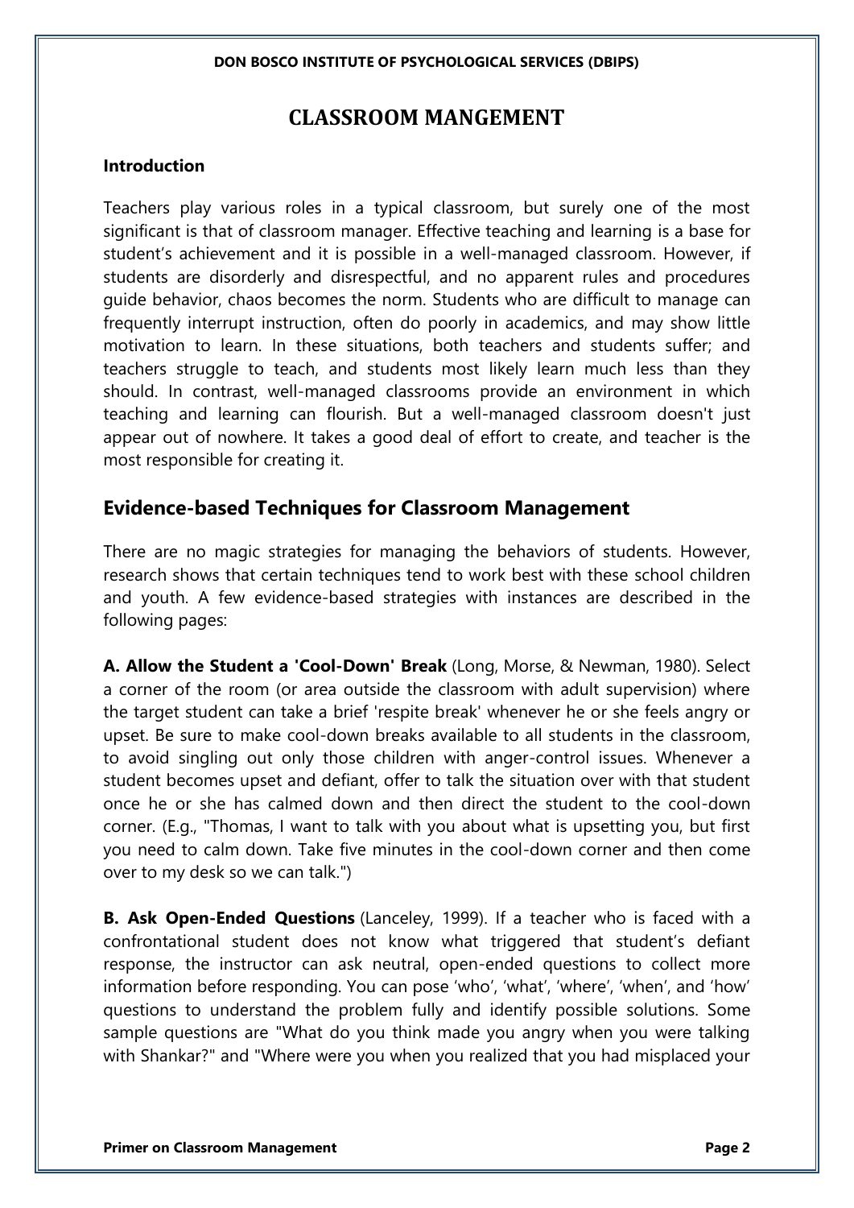# CLASSROOM MANGEMENT

**Introduction**

Teachers play various roles in a typical classroom, but surely one of the most significant is that of classroom manager. Effective teaching and learning is a base for student's achievement and it is possible in a well-managed classroom. However, if students are disorderly and disrespectful, and no apparent rules and procedures guide behavior, chaos becomes the norm. Students who are difficult to manage can frequently interrupt instruction, often do poorly in academics, and may show little motivation to learn. In these situations, both teachers and students suffer; and teachers struggle to teach, and students most likely learn much less than they should. In contrast, well-managed classrooms provide an environment in which teaching and learning can flourish. But a well-managed classroom doesn't just appear out of nowhere. It takes a good deal of effort to create, and teacher is the most responsible for creating it.

## Evidence-based Techniques for Classroom Management

There are no magic strategies for managing the behaviors of students. However, research shows that certain techniques tend to work best with these school children and youth. A few evidence-based strategies with instances are described in the following pages:

**A. Allow the Student a 'Cool-Down' Break** (Long, Morse, & Newman, 1980). Select a corner of the room (or area outside the classroom with adult supervision) where the target student can take a brief 'respite break' whenever he or she feels angry or upset. Be sure to make cool-down breaks available to all students in the classroom, to avoid singling out only those children with anger-control issues. Whenever a student becomes upset and defiant, offer to talk the situation over with that student once he or she has calmed down and then direct the student to the cool-down corner. (E.g., "Thomas, I want to talk with you about what is upsetting you, but first you need to calm down. Take five minutes in the cool-down corner and then come over to my desk so we can talk.")

**B. Ask Open-Ended Questions** (Lanceley, 1999). If a teacher who is faced with a confrontational student does not know what triggered that student's defiant response, the instructor can ask neutral, open-ended questions to collect more information before responding. You can pose 'who', 'what', 'where', 'when', and 'how' questions to understand the problem fully and identify possible solutions. Some sample questions are "What do you think made you angry when you were talking with Shankar?" and "Where were you when you realized that you had misplaced your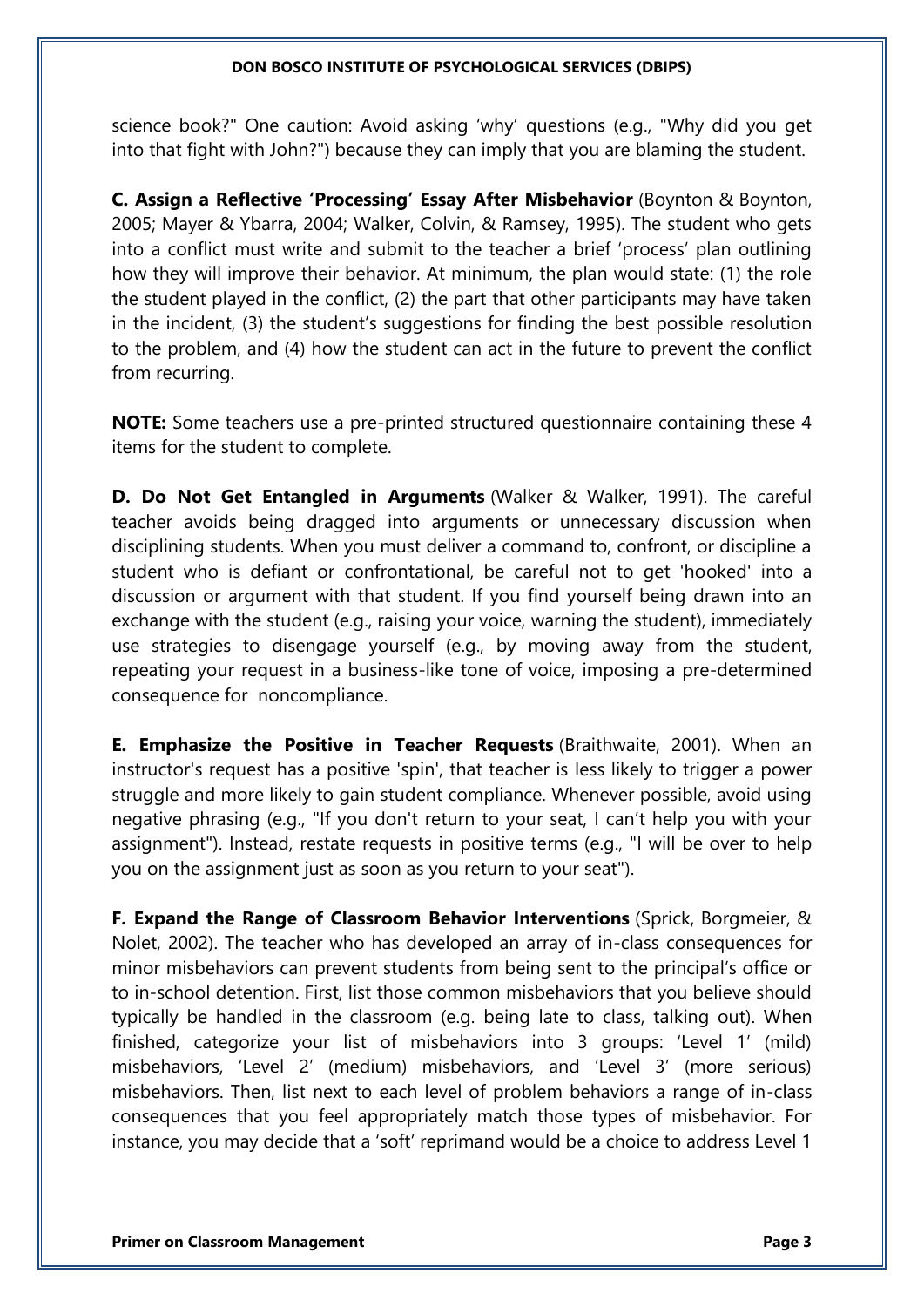science book?" One caution: Avoid asking 'why' questions (e.g., "Why did you get into that fight with John?") because they can imply that you are blaming the student.

**C. Assign a Reflective 'Processing' Essay After Misbehavior** (Boynton & Boynton, 2005; Mayer & Ybarra, 2004; Walker, Colvin, & Ramsey, 1995). The student who gets into a conflict must write and submit to the teacher a brief 'process' plan outlining how they will improve their behavior. At minimum, the plan would state: (1) the role the student played in the conflict, (2) the part that other participants may have taken in the incident, (3) the student's suggestions for finding the best possible resolution to the problem, and (4) how the student can act in the future to prevent the conflict from recurring.

**NOTE:** Some teachers use a pre-printed structured questionnaire containing these 4 items for the student to complete.

**D. Do Not Get Entangled in Arguments** (Walker & Walker, 1991). The careful teacher avoids being dragged into arguments or unnecessary discussion when disciplining students. When you must deliver a command to, confront, or discipline a student who is defiant or confrontational, be careful not to get 'hooked' into a discussion or argument with that student. If you find yourself being drawn into an exchange with the student (e.g., raising your voice, warning the student), immediately use strategies to disengage yourself (e.g., by moving away from the student, repeating your request in a business-like tone of voice, imposing a pre-determined consequence for noncompliance.

**E. Emphasize the Positive in Teacher Requests** (Braithwaite, 2001). When an instructor's request has a positive 'spin', that teacher is less likely to trigger a power struggle and more likely to gain student compliance. Whenever possible, avoid using negative phrasing (e.g., "If you don't return to your seat, I can't help you with your assignment"). Instead, restate requests in positive terms (e.g., "I will be over to help you on the assignment just as soon as you return to your seat").

**F. Expand the Range of Classroom Behavior Interventions** (Sprick, Borgmeier, & Nolet, 2002). The teacher who has developed an array of in-class consequences for minor misbehaviors can prevent students from being sent to the principal's office or to in-school detention. First, list those common misbehaviors that you believe should typically be handled in the classroom (e.g. being late to class, talking out). When finished, categorize your list of misbehaviors into 3 groups: 'Level 1' (mild) misbehaviors, 'Level 2' (medium) misbehaviors, and 'Level 3' (more serious) misbehaviors. Then, list next to each level of problem behaviors a range of in-class consequences that you feel appropriately match those types of misbehavior. For instance, you may decide that a 'soft' reprimand would be a choice to address Level 1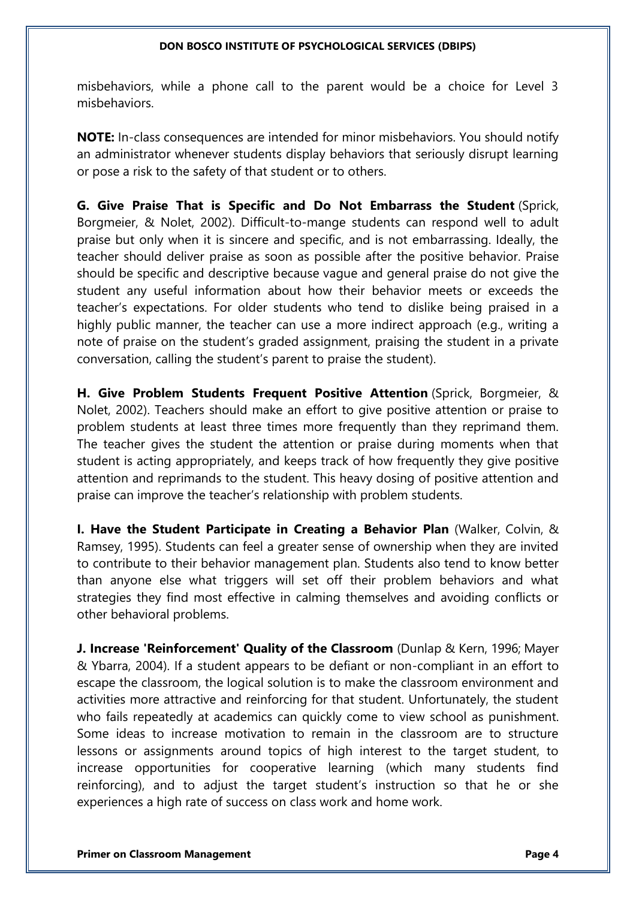misbehaviors, while a phone call to the parent would be a choice for Level 3 misbehaviors.

**NOTE:** In-class consequences are intended for minor misbehaviors. You should notify an administrator whenever students display behaviors that seriously disrupt learning or pose a risk to the safety of that student or to others.

**G. Give Praise That is Specific and Do Not Embarrass the Student** (Sprick, Borgmeier, & Nolet, 2002). Difficult-to-mange students can respond well to adult praise but only when it is sincere and specific, and is not embarrassing. Ideally, the teacher should deliver praise as soon as possible after the positive behavior. Praise should be specific and descriptive because vague and general praise do not give the student any useful information about how their behavior meets or exceeds the teacher's expectations. For older students who tend to dislike being praised in a highly public manner, the teacher can use a more indirect approach (e.g., writing a note of praise on the student's graded assignment, praising the student in a private conversation, calling the student's parent to praise the student).

**H. Give Problem Students Frequent Positive Attention** (Sprick, Borgmeier, & Nolet, 2002). Teachers should make an effort to give positive attention or praise to problem students at least three times more frequently than they reprimand them. The teacher gives the student the attention or praise during moments when that student is acting appropriately, and keeps track of how frequently they give positive attention and reprimands to the student. This heavy dosing of positive attention and praise can improve the teacher's relationship with problem students.

**I. Have the Student Participate in Creating a Behavior Plan** (Walker, Colvin, & Ramsey, 1995). Students can feel a greater sense of ownership when they are invited to contribute to their behavior management plan. Students also tend to know better than anyone else what triggers will set off their problem behaviors and what strategies they find most effective in calming themselves and avoiding conflicts or other behavioral problems.

**J. Increase 'Reinforcement' Quality of the Classroom** (Dunlap & Kern, 1996; Mayer & Ybarra, 2004). If a student appears to be defiant or non-compliant in an effort to escape the classroom, the logical solution is to make the classroom environment and activities more attractive and reinforcing for that student. Unfortunately, the student who fails repeatedly at academics can quickly come to view school as punishment. Some ideas to increase motivation to remain in the classroom are to structure lessons or assignments around topics of high interest to the target student, to increase opportunities for cooperative learning (which many students find reinforcing), and to adjust the target student's instruction so that he or she experiences a high rate of success on class work and home work.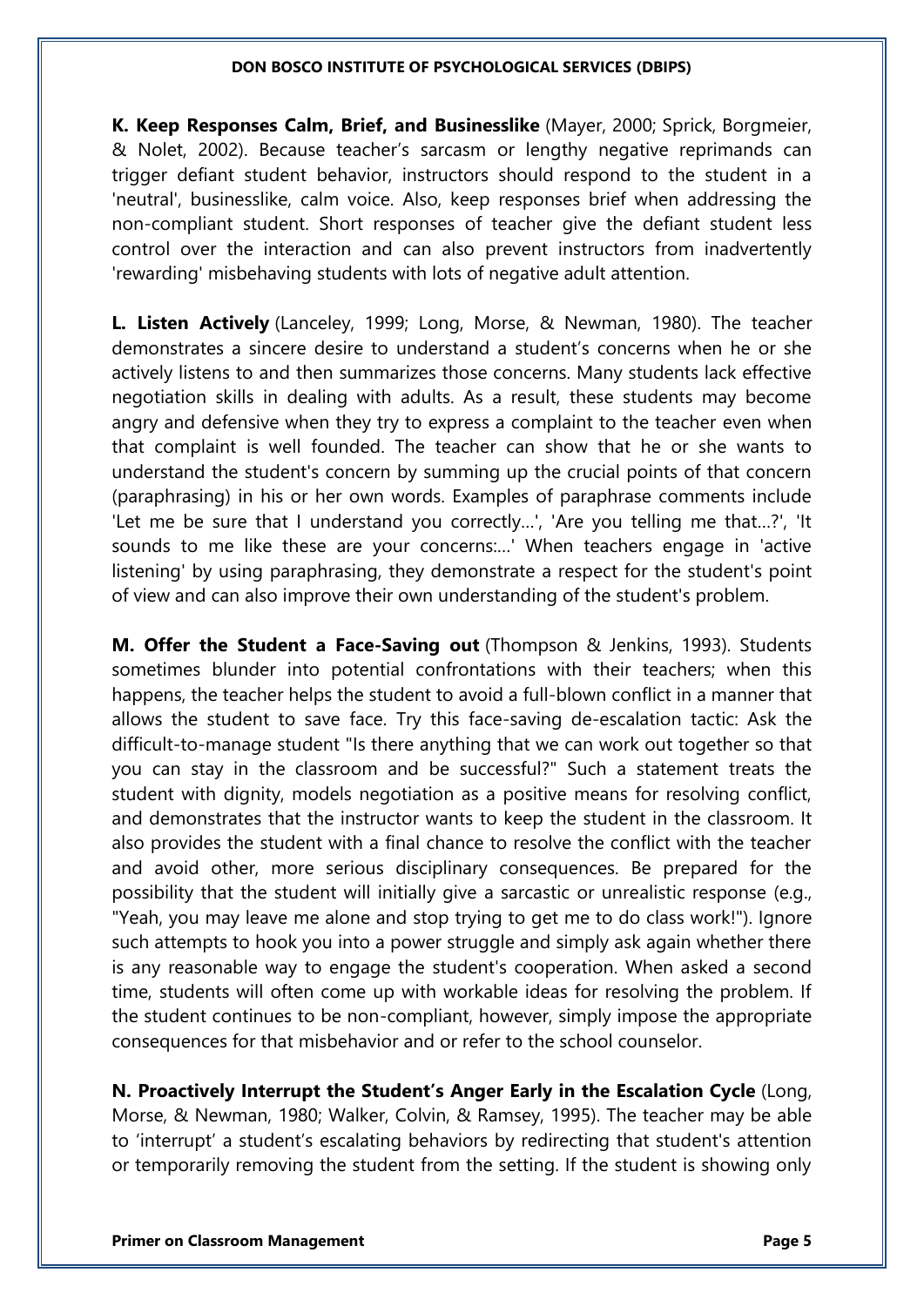**K. Keep Responses Calm, Brief, and Businesslike** (Mayer, 2000; Sprick, Borgmeier, & Nolet, 2002). Because teacher's sarcasm or lengthy negative reprimands can trigger defiant student behavior, instructors should respond to the student in a 'neutral', businesslike, calm voice. Also, keep responses brief when addressing the non-compliant student. Short responses of teacher give the defiant student less control over the interaction and can also prevent instructors from inadvertently 'rewarding' misbehaving students with lots of negative adult attention.

**L. Listen Actively** (Lanceley, 1999; Long, Morse, & Newman, 1980). The teacher demonstrates a sincere desire to understand a student's concerns when he or she actively listens to and then summarizes those concerns. Many students lack effective negotiation skills in dealing with adults. As a result, these students may become angry and defensive when they try to express a complaint to the teacher even when that complaint is well founded. The teacher can show that he or she wants to understand the student's concern by summing up the crucial points of that concern (paraphrasing) in his or her own words. Examples of paraphrase comments include 'Let me be sure that I understand you correctly...', 'Are you telling me that...?', 'It sounds to me like these are your concerns:...' When teachers engage in 'active listening' by using paraphrasing, they demonstrate a respect for the student's point of view and can also improve their own understanding of the student's problem.

**M. Offer the Student a Face-Saving out** (Thompson & Jenkins, 1993). Students sometimes blunder into potential confrontations with their teachers; when this happens, the teacher helps the student to avoid a full-blown conflict in a manner that allows the student to save face. Try this face-saving de-escalation tactic: Ask the difficult-to-manage student "Is there anything that we can work out together so that you can stay in the classroom and be successful?" Such a statement treats the student with dignity, models negotiation as a positive means for resolving conflict, and demonstrates that the instructor wants to keep the student in the classroom. It also provides the student with a final chance to resolve the conflict with the teacher and avoid other, more serious disciplinary consequences. Be prepared for the possibility that the student will initially give a sarcastic or unrealistic response (e.g., "Yeah, you may leave me alone and stop trying to get me to do class work!"). Ignore such attempts to hook you into a power struggle and simply ask again whether there is any reasonable way to engage the student's cooperation. When asked a second time, students will often come up with workable ideas for resolving the problem. If the student continues to be non-compliant, however, simply impose the appropriate consequences for that misbehavior and or refer to the school counselor.

**N. Proactively Interrupt the Student's Anger Early in the Escalation Cycle** (Long, Morse, & Newman, 1980; Walker, Colvin, & Ramsey, 1995). The teacher may be able to 'interrupt' a student's escalating behaviors by redirecting that student's attention or temporarily removing the student from the setting. If the student is showing only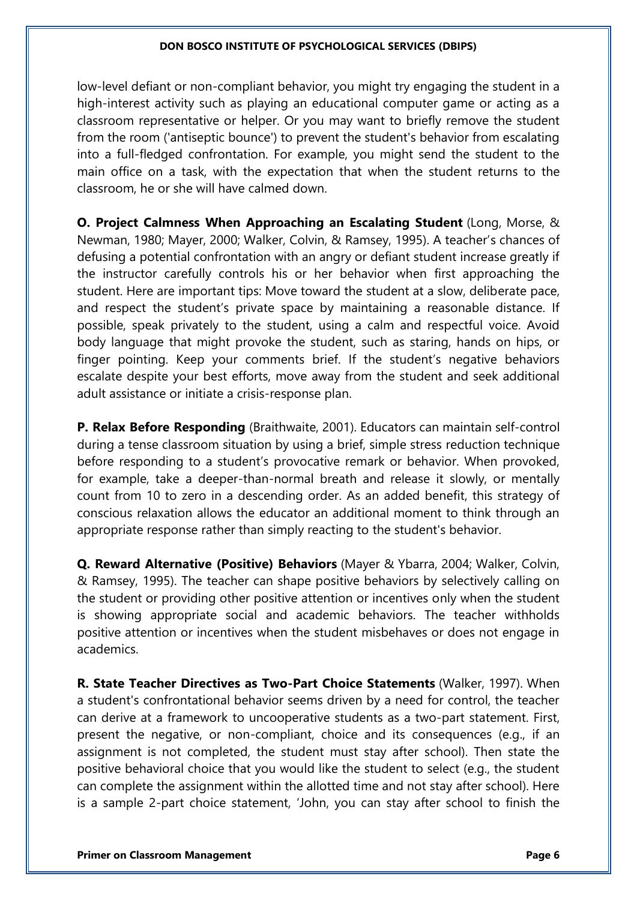low-level defiant or non-compliant behavior, you might try engaging the student in a high-interest activity such as playing an educational computer game or acting as a classroom representative or helper. Or you may want to briefly remove the student from the room ('antiseptic bounce') to prevent the student's behavior from escalating into a full-fledged confrontation. For example, you might send the student to the main office on a task, with the expectation that when the student returns to the classroom, he or she will have calmed down.

**O. Project Calmness When Approaching an Escalating Student** (Long, Morse, & Newman, 1980; Mayer, 2000; Walker, Colvin, & Ramsey, 1995). A teacher's chances of defusing a potential confrontation with an angry or defiant student increase greatly if the instructor carefully controls his or her behavior when first approaching the student. Here are important tips: Move toward the student at a slow, deliberate pace, and respect the student's private space by maintaining a reasonable distance. If possible, speak privately to the student, using a calm and respectful voice. Avoid body language that might provoke the student, such as staring, hands on hips, or finger pointing. Keep your comments brief. If the student's negative behaviors escalate despite your best efforts, move away from the student and seek additional adult assistance or initiate a crisis-response plan.

**P. Relax Before Responding** (Braithwaite, 2001). Educators can maintain self-control during a tense classroom situation by using a brief, simple stress reduction technique before responding to a student's provocative remark or behavior. When provoked, for example, take a deeper-than-normal breath and release it slowly, or mentally count from 10 to zero in a descending order. As an added benefit, this strategy of conscious relaxation allows the educator an additional moment to think through an appropriate response rather than simply reacting to the student's behavior.

**Q. Reward Alternative (Positive) Behaviors** (Mayer & Ybarra, 2004; Walker, Colvin, & Ramsey, 1995). The teacher can shape positive behaviors by selectively calling on the student or providing other positive attention or incentives only when the student is showing appropriate social and academic behaviors. The teacher withholds positive attention or incentives when the student misbehaves or does not engage in academics.

**R. State Teacher Directives as Two-Part Choice Statements** (Walker, 1997). When a student's confrontational behavior seems driven by a need for control, the teacher can derive at a framework to uncooperative students as a two-part statement. First, present the negative, or non-compliant, choice and its consequences (e.g., if an assignment is not completed, the student must stay after school). Then state the positive behavioral choice that you would like the student to select (e.g., the student can complete the assignment within the allotted time and not stay after school). Here is a sample 2-part choice statement, 'John, you can stay after school to finish the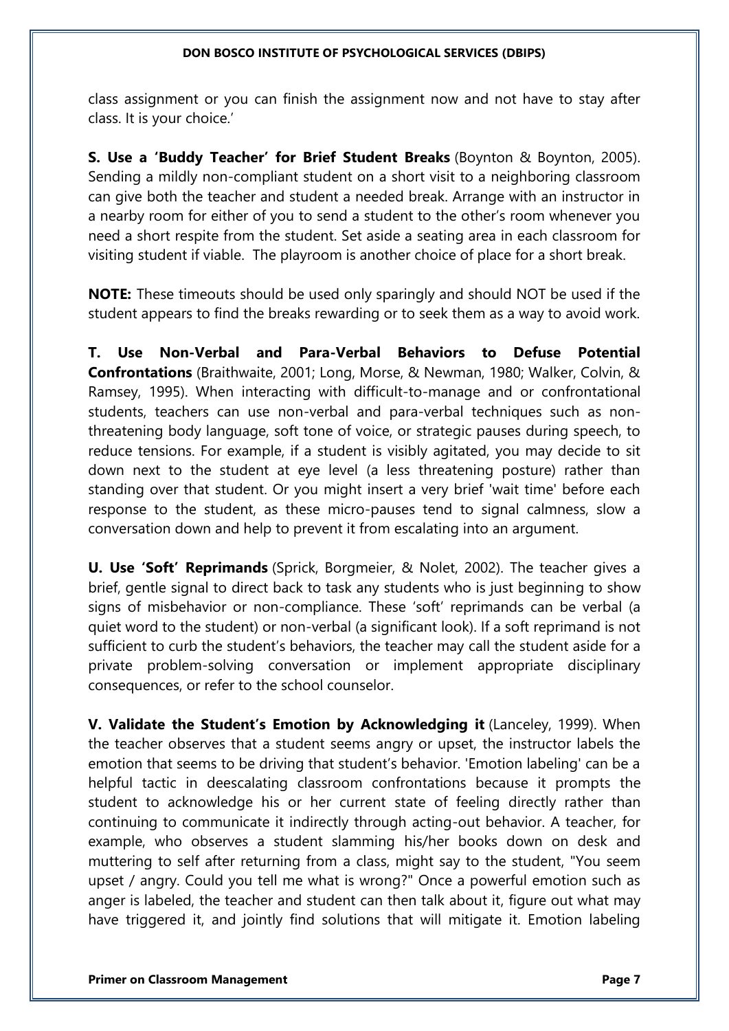class assignment or you can finish the assignment now and not have to stay after class. It is your choice.'

**S. Use a 'Buddy Teacher' for Brief Student Breaks** (Boynton & Boynton, 2005). Sending a mildly non-compliant student on a short visit to a neighboring classroom can give both the teacher and student a needed break. Arrange with an instructor in a nearby room for either of you to send a student to the other's room whenever you need a short respite from the student. Set aside a seating area in each classroom for visiting student if viable. The playroom is another choice of place for a short break.

**NOTE:** These timeouts should be used only sparingly and should NOT be used if the student appears to find the breaks rewarding or to seek them as a way to avoid work.

**T. Use Non-Verbal and Para-Verbal Behaviors to Defuse Potential Confrontations** (Braithwaite, 2001; Long, Morse, & Newman, 1980; Walker, Colvin, & Ramsey, 1995). When interacting with difficult-to-manage and or confrontational students, teachers can use non-verbal and para-verbal techniques such as non-threatening body language, soft tone of voice, or strategic pauses during speech, to reduce tensions. For example, if a student is visibly agitated, you may decide to sit down next to the student at eye level (a less threatening posture) rather than standing over that student. Or you might insert a very brief 'wait time' before each response to the student, as these micro-pauses tend to signal calmness, slow a conversation down and help to prevent it from escalating into an argument.

**U. Use 'Soft' Reprimands** (Sprick, Borgmeier, & Nolet, 2002). The teacher gives a brief, gentle signal to direct back to task any students who is just beginning to show signs of misbehavior or non-compliance. These 'soft' reprimands can be verbal (a quiet word to the student) or non-verbal (a significant look). If a soft reprimand is not sufficient to curb the student's behaviors, the teacher may call the student aside for a private problem-solving conversation or implement appropriate disciplinary consequences, or refer to the school counselor.

**V. Validate the Student's Emotion by Acknowledging it** (Lanceley, 1999). When the teacher observes that a student seems angry or upset, the instructor labels the emotion that seems to be driving that student's behavior. 'Emotion labeling' can be a helpful tactic in deescalating classroom confrontations because it prompts the student to acknowledge his or her current state of feeling directly rather than continuing to communicate it indirectly through acting-out behavior. A teacher, for example, who observes a student slamming his/her books down on desk and muttering to self after returning from a class, might say to the student, "You seem upset / angry. Could you tell me what is wrong?" Once a powerful emotion such as anger is labeled, the teacher and student can then talk about it, figure out what may have triggered it, and jointly find solutions that will mitigate it. Emotion labeling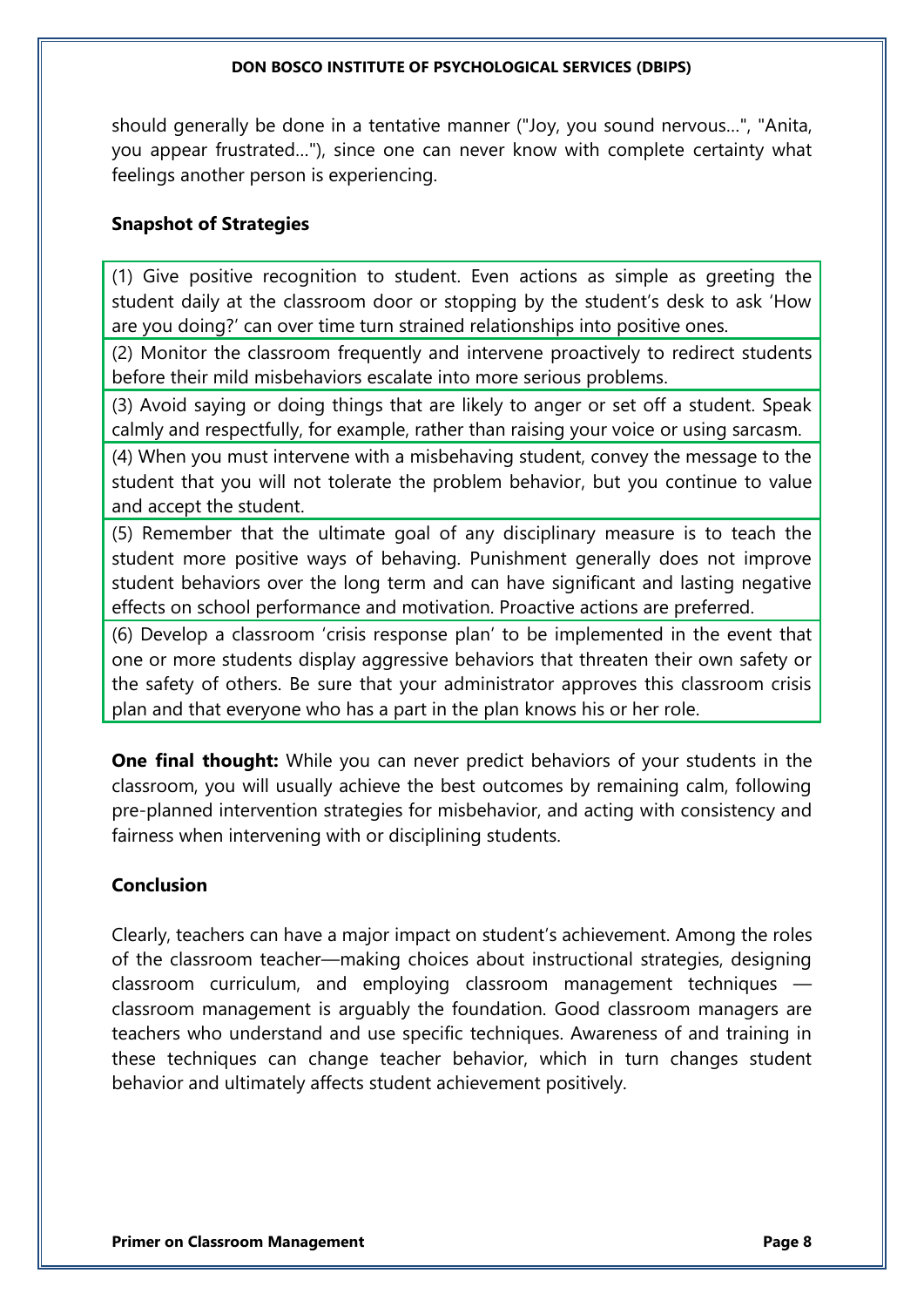should generally be done in a tentative manner ("Joy, you sound nervous…", "Anita, you appear frustrated…"), since one can never know with complete certainty what feelings another person is experiencing.

**Snapshot of Strategies**

| |
|---|
| (1) Give positive recognition to student. Even actions as simple as greeting the student daily at the classroom door or stopping by the student's desk to ask 'How are you doing?' can over time turn strained relationships into positive ones. |
| (2) Monitor the classroom frequently and intervene proactively to redirect students before their mild misbehaviors escalate into more serious problems. |
| (3) Avoid saying or doing things that are likely to anger or set off a student. Speak calmly and respectfully, for example, rather than raising your voice or using sarcasm. |
| (4) When you must intervene with a misbehaving student, convey the message to the student that you will not tolerate the problem behavior, but you continue to value and accept the student. |
| (5) Remember that the ultimate goal of any disciplinary measure is to teach the student more positive ways of behaving. Punishment generally does not improve student behaviors over the long term and can have significant and lasting negative effects on school performance and motivation. Proactive actions are preferred. |
| (6) Develop a classroom 'crisis response plan' to be implemented in the event that one or more students display aggressive behaviors that threaten their own safety or the safety of others. Be sure that your administrator approves this classroom crisis plan and that everyone who has a part in the plan knows his or her role. |

**One final thought:** While you can never predict behaviors of your students in the classroom, you will usually achieve the best outcomes by remaining calm, following pre-planned intervention strategies for misbehavior, and acting with consistency and fairness when intervening with or disciplining students.

**Conclusion**

Clearly, teachers can have a major impact on student's achievement. Among the roles of the classroom teacher—making choices about instructional strategies, designing classroom curriculum, and employing classroom management techniques —classroom management is arguably the foundation. Good classroom managers are teachers who understand and use specific techniques. Awareness of and training in these techniques can change teacher behavior, which in turn changes student behavior and ultimately affects student achievement positively.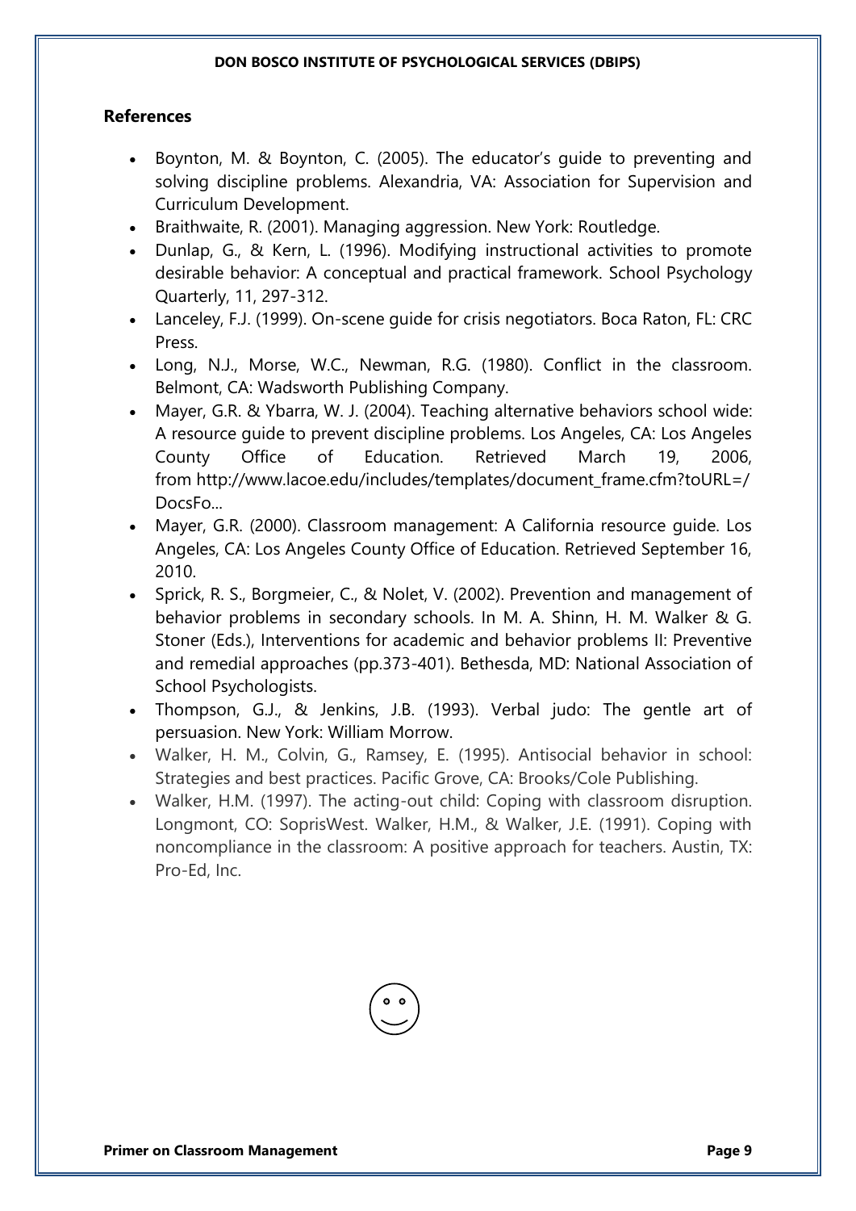## References

- Boynton, M. & Boynton, C. (2005). The educator's guide to preventing and solving discipline problems. Alexandria, VA: Association for Supervision and Curriculum Development.
- Braithwaite, R. (2001). Managing aggression. New York: Routledge.
- Dunlap, G., & Kern, L. (1996). Modifying instructional activities to promote desirable behavior: A conceptual and practical framework. School Psychology Quarterly, 11, 297-312.
- Lanceley, F.J. (1999). On-scene guide for crisis negotiators. Boca Raton, FL: CRC Press.
- Long, N.J., Morse, W.C., Newman, R.G. (1980). Conflict in the classroom. Belmont, CA: Wadsworth Publishing Company.
- Mayer, G.R. & Ybarra, W. J. (2004). Teaching alternative behaviors school wide: A resource guide to prevent discipline problems. Los Angeles, CA: Los Angeles County Office of Education. Retrieved March 19, 2006, from http://www.lacoe.edu/includes/templates/document_frame.cfm?toURL=/DocsFo...
- Mayer, G.R. (2000). Classroom management: A California resource guide. Los Angeles, CA: Los Angeles County Office of Education. Retrieved September 16, 2010.
- Sprick, R. S., Borgmeier, C., & Nolet, V. (2002). Prevention and management of behavior problems in secondary schools. In M. A. Shinn, H. M. Walker & G. Stoner (Eds.), Interventions for academic and behavior problems II: Preventive and remedial approaches (pp.373-401). Bethesda, MD: National Association of School Psychologists.
- Thompson, G.J., & Jenkins, J.B. (1993). Verbal judo: The gentle art of persuasion. New York: William Morrow.
- Walker, H. M., Colvin, G., Ramsey, E. (1995). Antisocial behavior in school: Strategies and best practices. Pacific Grove, CA: Brooks/Cole Publishing.
- Walker, H.M. (1997). The acting-out child: Coping with classroom disruption. Longmont, CO: SoprisWest. Walker, H.M., & Walker, J.E. (1991). Coping with noncompliance in the classroom: A positive approach for teachers. Austin, TX: Pro-Ed, Inc.